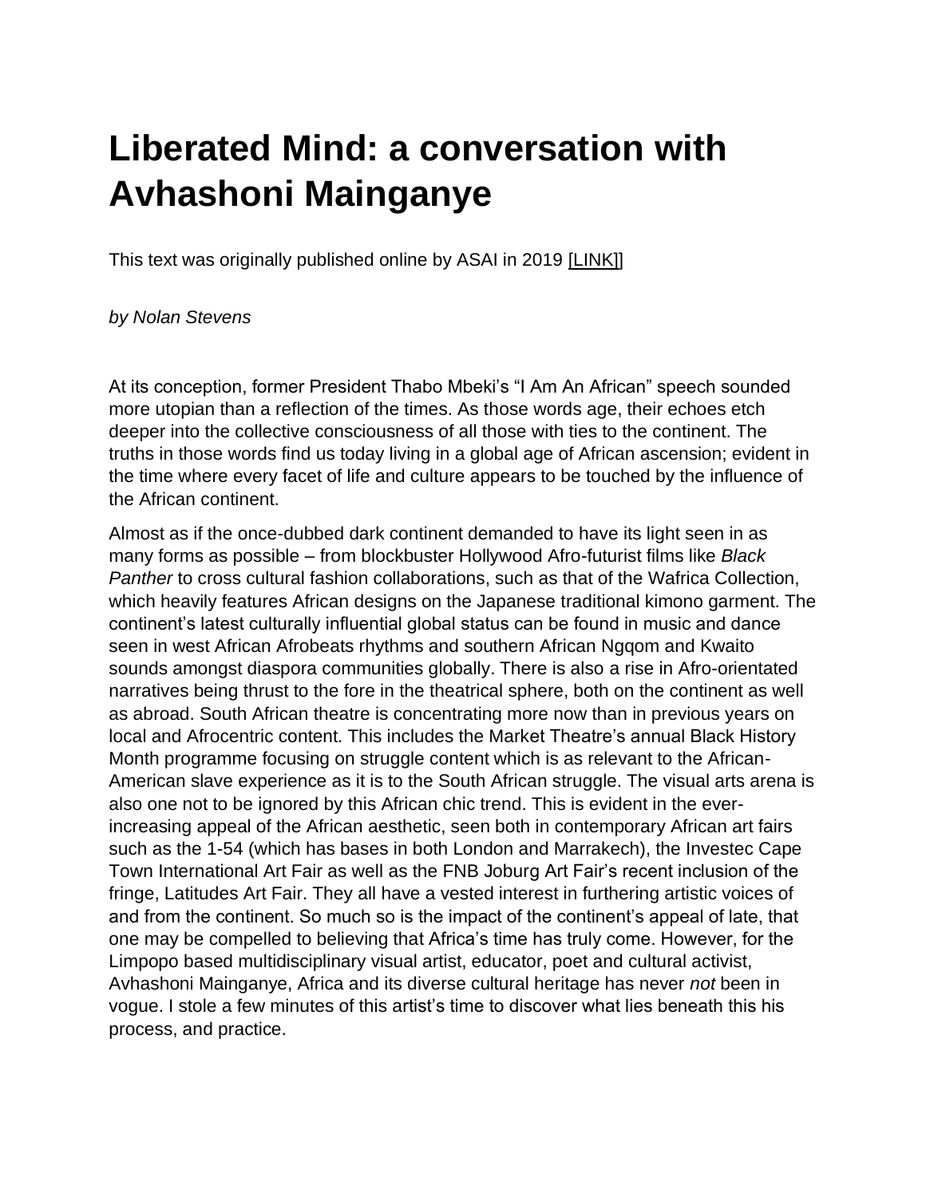# Liberated Mind: a conversation with Avhashoni Mainganye

This text was originally published online by ASAI in 2019 [LINK]]

*by Nolan Stevens*

At its conception, former President Thabo Mbeki's "I Am An African" speech sounded more utopian than a reflection of the times. As those words age, their echoes etch deeper into the collective consciousness of all those with ties to the continent. The truths in those words find us today living in a global age of African ascension; evident in the time where every facet of life and culture appears to be touched by the influence of the African continent.

Almost as if the once-dubbed dark continent demanded to have its light seen in as many forms as possible – from blockbuster Hollywood Afro-futurist films like *Black Panther* to cross cultural fashion collaborations, such as that of the Wafrica Collection, which heavily features African designs on the Japanese traditional kimono garment. The continent's latest culturally influential global status can be found in music and dance seen in west African Afrobeats rhythms and southern African Ngqom and Kwaito sounds amongst diaspora communities globally. There is also a rise in Afro-orientated narratives being thrust to the fore in the theatrical sphere, both on the continent as well as abroad. South African theatre is concentrating more now than in previous years on local and Afrocentric content. This includes the Market Theatre's annual Black History Month programme focusing on struggle content which is as relevant to the African-American slave experience as it is to the South African struggle. The visual arts arena is also one not to be ignored by this African chic trend. This is evident in the ever-increasing appeal of the African aesthetic, seen both in contemporary African art fairs such as the 1-54 (which has bases in both London and Marrakech), the Investec Cape Town International Art Fair as well as the FNB Joburg Art Fair's recent inclusion of the fringe, Latitudes Art Fair. They all have a vested interest in furthering artistic voices of and from the continent. So much so is the impact of the continent's appeal of late, that one may be compelled to believing that Africa's time has truly come. However, for the Limpopo based multidisciplinary visual artist, educator, poet and cultural activist, Avhashoni Mainganye, Africa and its diverse cultural heritage has never *not* been in vogue. I stole a few minutes of this artist's time to discover what lies beneath this his process, and practice.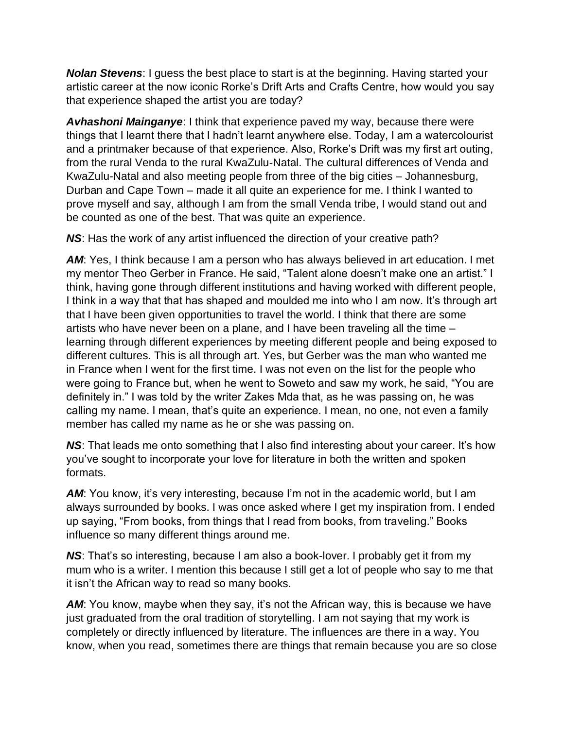***Nolan Stevens***: I guess the best place to start is at the beginning. Having started your artistic career at the now iconic Rorke's Drift Arts and Crafts Centre, how would you say that experience shaped the artist you are today?

***Avhashoni Mainganye***: I think that experience paved my way, because there were things that I learnt there that I hadn't learnt anywhere else. Today, I am a watercolourist and a printmaker because of that experience. Also, Rorke's Drift was my first art outing, from the rural Venda to the rural KwaZulu-Natal. The cultural differences of Venda and KwaZulu-Natal and also meeting people from three of the big cities – Johannesburg, Durban and Cape Town – made it all quite an experience for me. I think I wanted to prove myself and say, although I am from the small Venda tribe, I would stand out and be counted as one of the best. That was quite an experience.

***NS***: Has the work of any artist influenced the direction of your creative path?

***AM***: Yes, I think because I am a person who has always believed in art education. I met my mentor Theo Gerber in France. He said, "Talent alone doesn't make one an artist." I think, having gone through different institutions and having worked with different people, I think in a way that that has shaped and moulded me into who I am now. It's through art that I have been given opportunities to travel the world. I think that there are some artists who have never been on a plane, and I have been traveling all the time – learning through different experiences by meeting different people and being exposed to different cultures. This is all through art. Yes, but Gerber was the man who wanted me in France when I went for the first time. I was not even on the list for the people who were going to France but, when he went to Soweto and saw my work, he said, "You are definitely in." I was told by the writer Zakes Mda that, as he was passing on, he was calling my name. I mean, that's quite an experience. I mean, no one, not even a family member has called my name as he or she was passing on.

***NS***: That leads me onto something that I also find interesting about your career. It's how you've sought to incorporate your love for literature in both the written and spoken formats.

***AM***: You know, it's very interesting, because I'm not in the academic world, but I am always surrounded by books. I was once asked where I get my inspiration from. I ended up saying, "From books, from things that I read from books, from traveling." Books influence so many different things around me.

***NS***: That's so interesting, because I am also a book-lover. I probably get it from my mum who is a writer. I mention this because I still get a lot of people who say to me that it isn't the African way to read so many books.

***AM***: You know, maybe when they say, it's not the African way, this is because we have just graduated from the oral tradition of storytelling. I am not saying that my work is completely or directly influenced by literature. The influences are there in a way. You know, when you read, sometimes there are things that remain because you are so close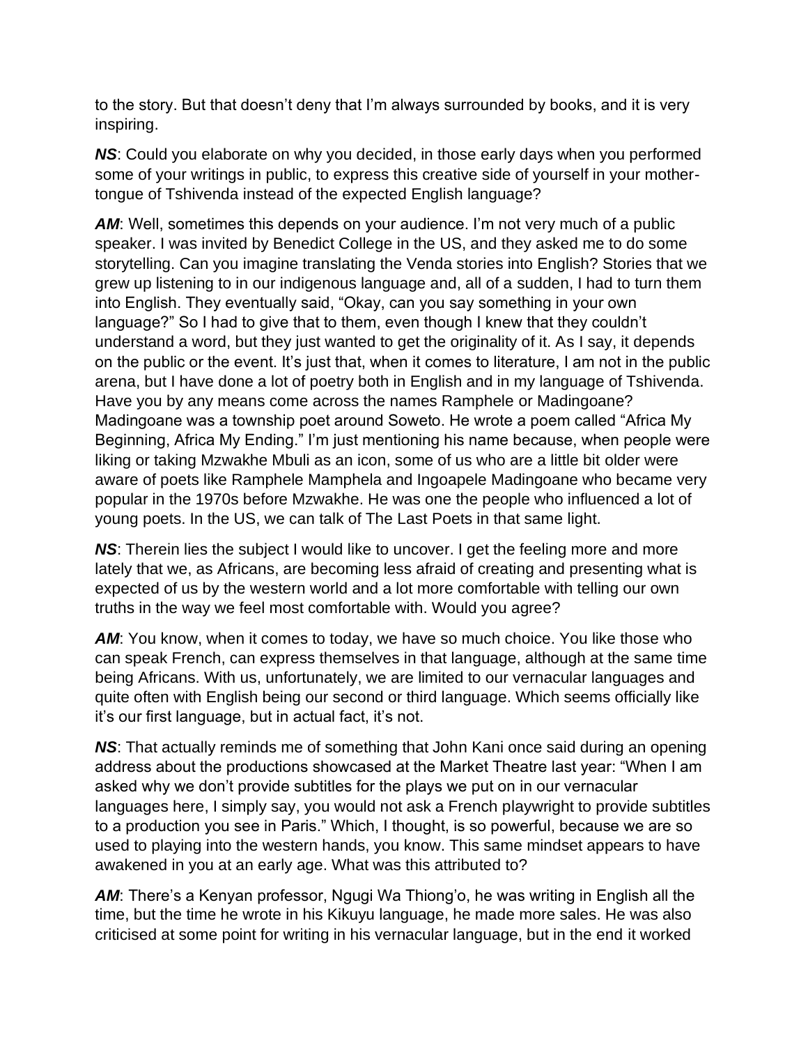to the story. But that doesn't deny that I'm always surrounded by books, and it is very inspiring.

***NS***: Could you elaborate on why you decided, in those early days when you performed some of your writings in public, to express this creative side of yourself in your mother-tongue of Tshivenda instead of the expected English language?

***AM***: Well, sometimes this depends on your audience. I'm not very much of a public speaker. I was invited by Benedict College in the US, and they asked me to do some storytelling. Can you imagine translating the Venda stories into English? Stories that we grew up listening to in our indigenous language and, all of a sudden, I had to turn them into English. They eventually said, "Okay, can you say something in your own language?" So I had to give that to them, even though I knew that they couldn't understand a word, but they just wanted to get the originality of it. As I say, it depends on the public or the event. It's just that, when it comes to literature, I am not in the public arena, but I have done a lot of poetry both in English and in my language of Tshivenda. Have you by any means come across the names Ramphele or Madingoane? Madingoane was a township poet around Soweto. He wrote a poem called "Africa My Beginning, Africa My Ending." I'm just mentioning his name because, when people were liking or taking Mzwakhe Mbuli as an icon, some of us who are a little bit older were aware of poets like Ramphele Mamphela and Ingoapele Madingoane who became very popular in the 1970s before Mzwakhe. He was one the people who influenced a lot of young poets. In the US, we can talk of The Last Poets in that same light.

***NS***: Therein lies the subject I would like to uncover. I get the feeling more and more lately that we, as Africans, are becoming less afraid of creating and presenting what is expected of us by the western world and a lot more comfortable with telling our own truths in the way we feel most comfortable with. Would you agree?

***AM***: You know, when it comes to today, we have so much choice. You like those who can speak French, can express themselves in that language, although at the same time being Africans. With us, unfortunately, we are limited to our vernacular languages and quite often with English being our second or third language. Which seems officially like it's our first language, but in actual fact, it's not.

***NS***: That actually reminds me of something that John Kani once said during an opening address about the productions showcased at the Market Theatre last year: "When I am asked why we don't provide subtitles for the plays we put on in our vernacular languages here, I simply say, you would not ask a French playwright to provide subtitles to a production you see in Paris." Which, I thought, is so powerful, because we are so used to playing into the western hands, you know. This same mindset appears to have awakened in you at an early age. What was this attributed to?

***AM***: There's a Kenyan professor, Ngugi Wa Thiong'o, he was writing in English all the time, but the time he wrote in his Kikuyu language, he made more sales. He was also criticised at some point for writing in his vernacular language, but in the end it worked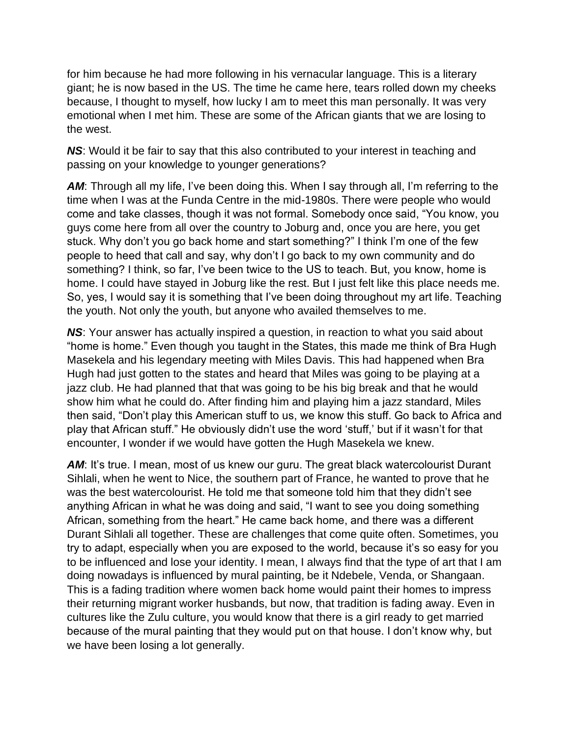for him because he had more following in his vernacular language. This is a literary giant; he is now based in the US. The time he came here, tears rolled down my cheeks because, I thought to myself, how lucky I am to meet this man personally. It was very emotional when I met him. These are some of the African giants that we are losing to the west.

***NS***: Would it be fair to say that this also contributed to your interest in teaching and passing on your knowledge to younger generations?

***AM***: Through all my life, I've been doing this. When I say through all, I'm referring to the time when I was at the Funda Centre in the mid-1980s. There were people who would come and take classes, though it was not formal. Somebody once said, "You know, you guys come here from all over the country to Joburg and, once you are here, you get stuck. Why don't you go back home and start something?" I think I'm one of the few people to heed that call and say, why don't I go back to my own community and do something? I think, so far, I've been twice to the US to teach. But, you know, home is home. I could have stayed in Joburg like the rest. But I just felt like this place needs me. So, yes, I would say it is something that I've been doing throughout my art life. Teaching the youth. Not only the youth, but anyone who availed themselves to me.

***NS***: Your answer has actually inspired a question, in reaction to what you said about "home is home." Even though you taught in the States, this made me think of Bra Hugh Masekela and his legendary meeting with Miles Davis. This had happened when Bra Hugh had just gotten to the states and heard that Miles was going to be playing at a jazz club. He had planned that that was going to be his big break and that he would show him what he could do. After finding him and playing him a jazz standard, Miles then said, "Don't play this American stuff to us, we know this stuff. Go back to Africa and play that African stuff." He obviously didn't use the word 'stuff,' but if it wasn't for that encounter, I wonder if we would have gotten the Hugh Masekela we knew.

***AM***: It's true. I mean, most of us knew our guru. The great black watercolourist Durant Sihlali, when he went to Nice, the southern part of France, he wanted to prove that he was the best watercolourist. He told me that someone told him that they didn't see anything African in what he was doing and said, "I want to see you doing something African, something from the heart." He came back home, and there was a different Durant Sihlali all together. These are challenges that come quite often. Sometimes, you try to adapt, especially when you are exposed to the world, because it's so easy for you to be influenced and lose your identity. I mean, I always find that the type of art that I am doing nowadays is influenced by mural painting, be it Ndebele, Venda, or Shangaan. This is a fading tradition where women back home would paint their homes to impress their returning migrant worker husbands, but now, that tradition is fading away. Even in cultures like the Zulu culture, you would know that there is a girl ready to get married because of the mural painting that they would put on that house. I don't know why, but we have been losing a lot generally.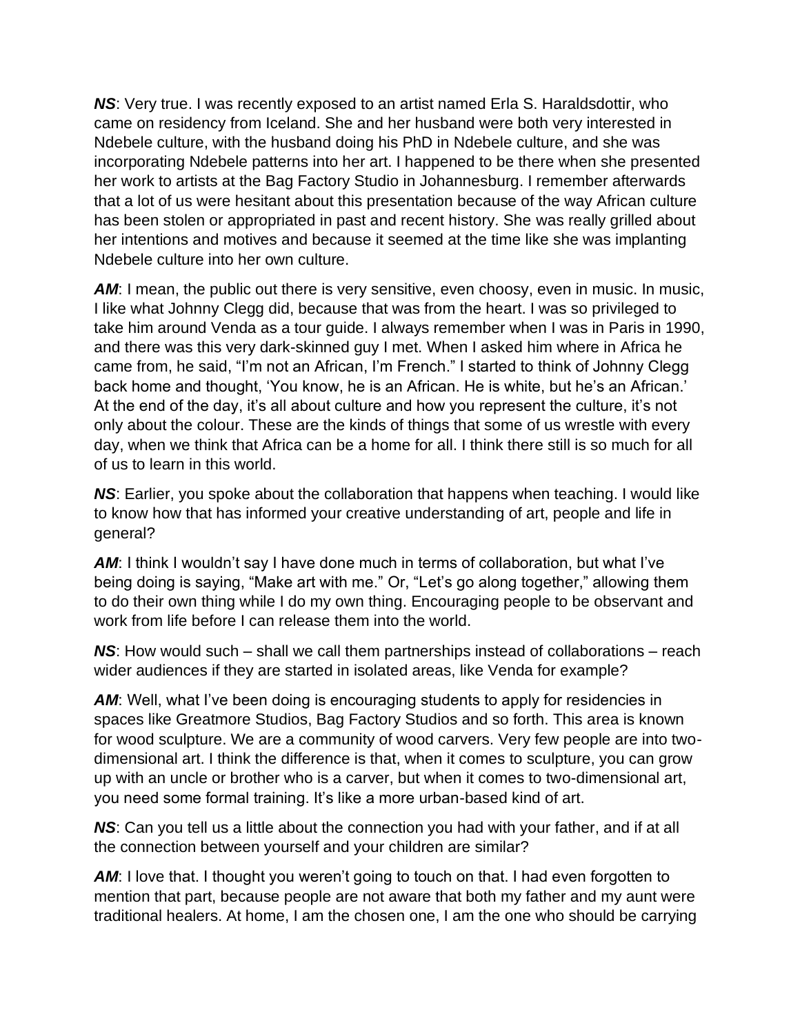***NS***: Very true. I was recently exposed to an artist named Erla S. Haraldsdottir, who came on residency from Iceland. She and her husband were both very interested in Ndebele culture, with the husband doing his PhD in Ndebele culture, and she was incorporating Ndebele patterns into her art. I happened to be there when she presented her work to artists at the Bag Factory Studio in Johannesburg. I remember afterwards that a lot of us were hesitant about this presentation because of the way African culture has been stolen or appropriated in past and recent history. She was really grilled about her intentions and motives and because it seemed at the time like she was implanting Ndebele culture into her own culture.

***AM***: I mean, the public out there is very sensitive, even choosy, even in music. In music, I like what Johnny Clegg did, because that was from the heart. I was so privileged to take him around Venda as a tour guide. I always remember when I was in Paris in 1990, and there was this very dark-skinned guy I met. When I asked him where in Africa he came from, he said, "I'm not an African, I'm French." I started to think of Johnny Clegg back home and thought, 'You know, he is an African. He is white, but he's an African.' At the end of the day, it's all about culture and how you represent the culture, it's not only about the colour. These are the kinds of things that some of us wrestle with every day, when we think that Africa can be a home for all. I think there still is so much for all of us to learn in this world.

***NS***: Earlier, you spoke about the collaboration that happens when teaching. I would like to know how that has informed your creative understanding of art, people and life in general?

***AM***: I think I wouldn't say I have done much in terms of collaboration, but what I've being doing is saying, "Make art with me." Or, "Let's go along together," allowing them to do their own thing while I do my own thing. Encouraging people to be observant and work from life before I can release them into the world.

***NS***: How would such – shall we call them partnerships instead of collaborations – reach wider audiences if they are started in isolated areas, like Venda for example?

***AM***: Well, what I've been doing is encouraging students to apply for residencies in spaces like Greatmore Studios, Bag Factory Studios and so forth. This area is known for wood sculpture. We are a community of wood carvers. Very few people are into two-dimensional art. I think the difference is that, when it comes to sculpture, you can grow up with an uncle or brother who is a carver, but when it comes to two-dimensional art, you need some formal training. It's like a more urban-based kind of art.

***NS***: Can you tell us a little about the connection you had with your father, and if at all the connection between yourself and your children are similar?

***AM***: I love that. I thought you weren't going to touch on that. I had even forgotten to mention that part, because people are not aware that both my father and my aunt were traditional healers. At home, I am the chosen one, I am the one who should be carrying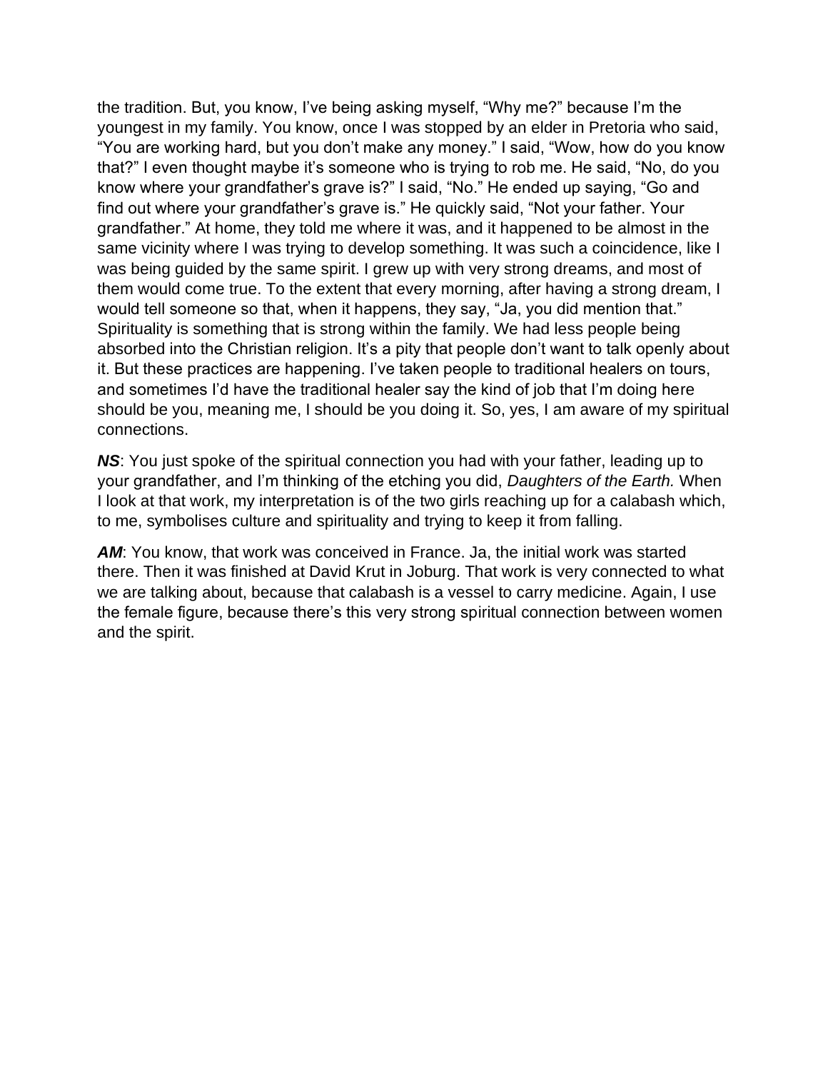the tradition. But, you know, I've being asking myself, "Why me?" because I'm the youngest in my family. You know, once I was stopped by an elder in Pretoria who said, "You are working hard, but you don't make any money." I said, "Wow, how do you know that?" I even thought maybe it's someone who is trying to rob me. He said, "No, do you know where your grandfather's grave is?" I said, "No." He ended up saying, "Go and find out where your grandfather's grave is." He quickly said, "Not your father. Your grandfather." At home, they told me where it was, and it happened to be almost in the same vicinity where I was trying to develop something. It was such a coincidence, like I was being guided by the same spirit. I grew up with very strong dreams, and most of them would come true. To the extent that every morning, after having a strong dream, I would tell someone so that, when it happens, they say, "Ja, you did mention that." Spirituality is something that is strong within the family. We had less people being absorbed into the Christian religion. It's a pity that people don't want to talk openly about it. But these practices are happening. I've taken people to traditional healers on tours, and sometimes I'd have the traditional healer say the kind of job that I'm doing here should be you, meaning me, I should be you doing it. So, yes, I am aware of my spiritual connections.

***NS***: You just spoke of the spiritual connection you had with your father, leading up to your grandfather, and I'm thinking of the etching you did, *Daughters of the Earth.* When I look at that work, my interpretation is of the two girls reaching up for a calabash which, to me, symbolises culture and spirituality and trying to keep it from falling.

***AM***: You know, that work was conceived in France. Ja, the initial work was started there. Then it was finished at David Krut in Joburg. That work is very connected to what we are talking about, because that calabash is a vessel to carry medicine. Again, I use the female figure, because there's this very strong spiritual connection between women and the spirit.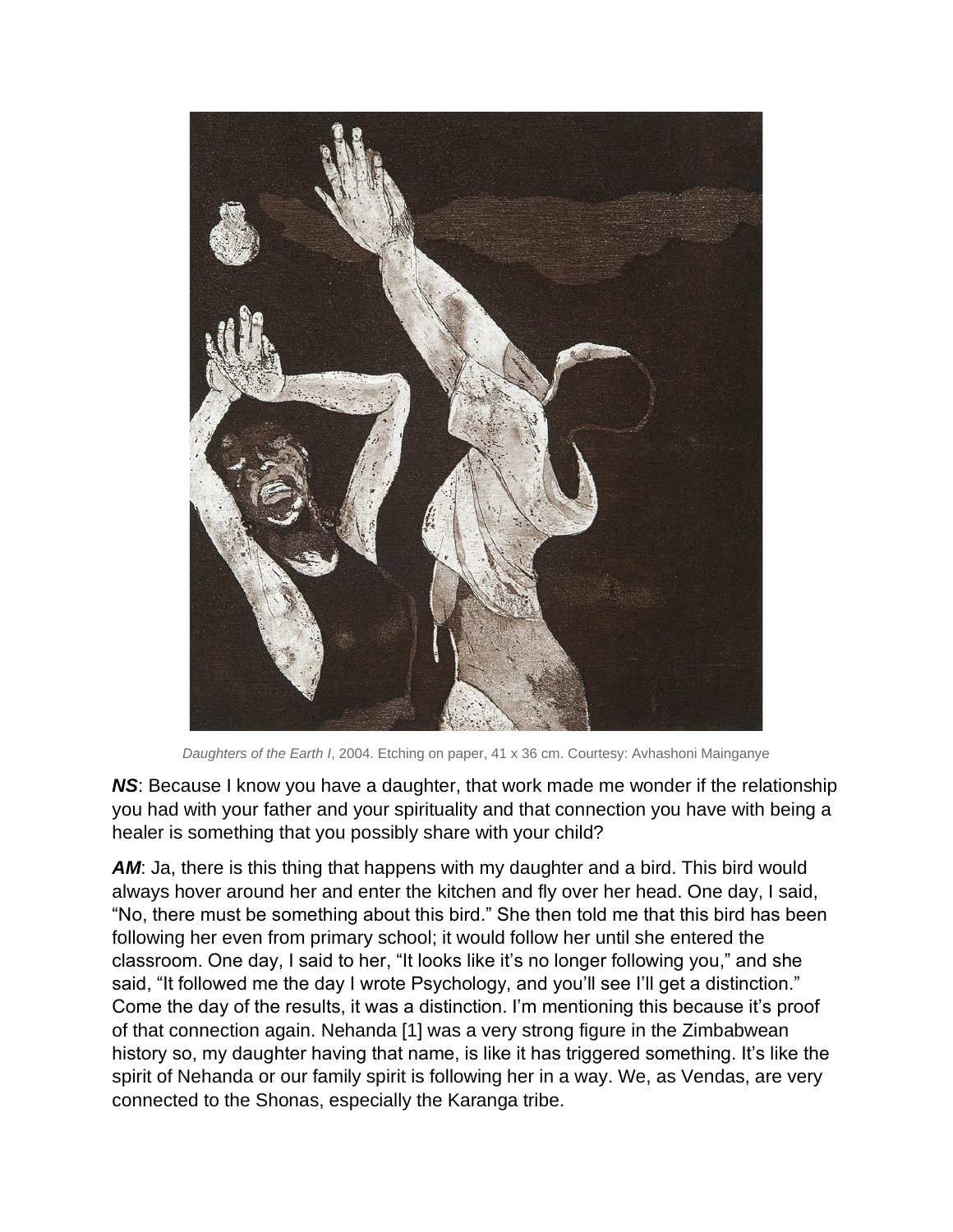*Daughters of the Earth I*, 2004. Etching on paper, 41 x 36 cm. Courtesy: Avhashoni Mainganye

***NS***: Because I know you have a daughter, that work made me wonder if the relationship you had with your father and your spirituality and that connection you have with being a healer is something that you possibly share with your child?

***AM***: Ja, there is this thing that happens with my daughter and a bird. This bird would always hover around her and enter the kitchen and fly over her head. One day, I said, "No, there must be something about this bird." She then told me that this bird has been following her even from primary school; it would follow her until she entered the classroom. One day, I said to her, "It looks like it's no longer following you," and she said, "It followed me the day I wrote Psychology, and you'll see I'll get a distinction." Come the day of the results, it was a distinction. I'm mentioning this because it's proof of that connection again. Nehanda [1] was a very strong figure in the Zimbabwean history so, my daughter having that name, is like it has triggered something. It's like the spirit of Nehanda or our family spirit is following her in a way. We, as Vendas, are very connected to the Shonas, especially the Karanga tribe.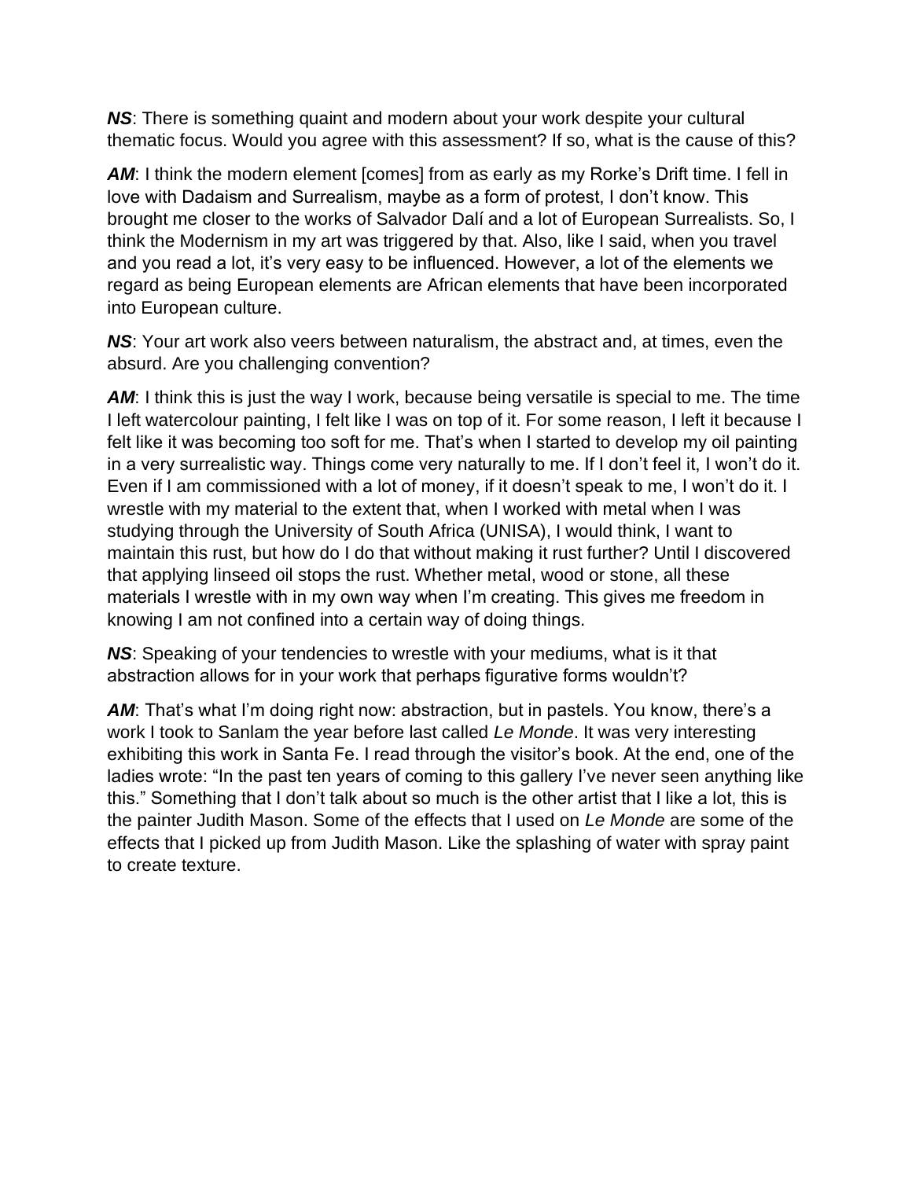***NS***: There is something quaint and modern about your work despite your cultural thematic focus. Would you agree with this assessment? If so, what is the cause of this?

***AM***: I think the modern element [comes] from as early as my Rorke's Drift time. I fell in love with Dadaism and Surrealism, maybe as a form of protest, I don't know. This brought me closer to the works of Salvador Dalí and a lot of European Surrealists. So, I think the Modernism in my art was triggered by that. Also, like I said, when you travel and you read a lot, it's very easy to be influenced. However, a lot of the elements we regard as being European elements are African elements that have been incorporated into European culture.

***NS***: Your art work also veers between naturalism, the abstract and, at times, even the absurd. Are you challenging convention?

***AM***: I think this is just the way I work, because being versatile is special to me. The time I left watercolour painting, I felt like I was on top of it. For some reason, I left it because I felt like it was becoming too soft for me. That's when I started to develop my oil painting in a very surrealistic way. Things come very naturally to me. If I don't feel it, I won't do it. Even if I am commissioned with a lot of money, if it doesn't speak to me, I won't do it. I wrestle with my material to the extent that, when I worked with metal when I was studying through the University of South Africa (UNISA), I would think, I want to maintain this rust, but how do I do that without making it rust further? Until I discovered that applying linseed oil stops the rust. Whether metal, wood or stone, all these materials I wrestle with in my own way when I'm creating. This gives me freedom in knowing I am not confined into a certain way of doing things.

***NS***: Speaking of your tendencies to wrestle with your mediums, what is it that abstraction allows for in your work that perhaps figurative forms wouldn't?

***AM***: That's what I'm doing right now: abstraction, but in pastels. You know, there's a work I took to Sanlam the year before last called *Le Monde*. It was very interesting exhibiting this work in Santa Fe. I read through the visitor's book. At the end, one of the ladies wrote: "In the past ten years of coming to this gallery I've never seen anything like this." Something that I don't talk about so much is the other artist that I like a lot, this is the painter Judith Mason. Some of the effects that I used on *Le Monde* are some of the effects that I picked up from Judith Mason. Like the splashing of water with spray paint to create texture.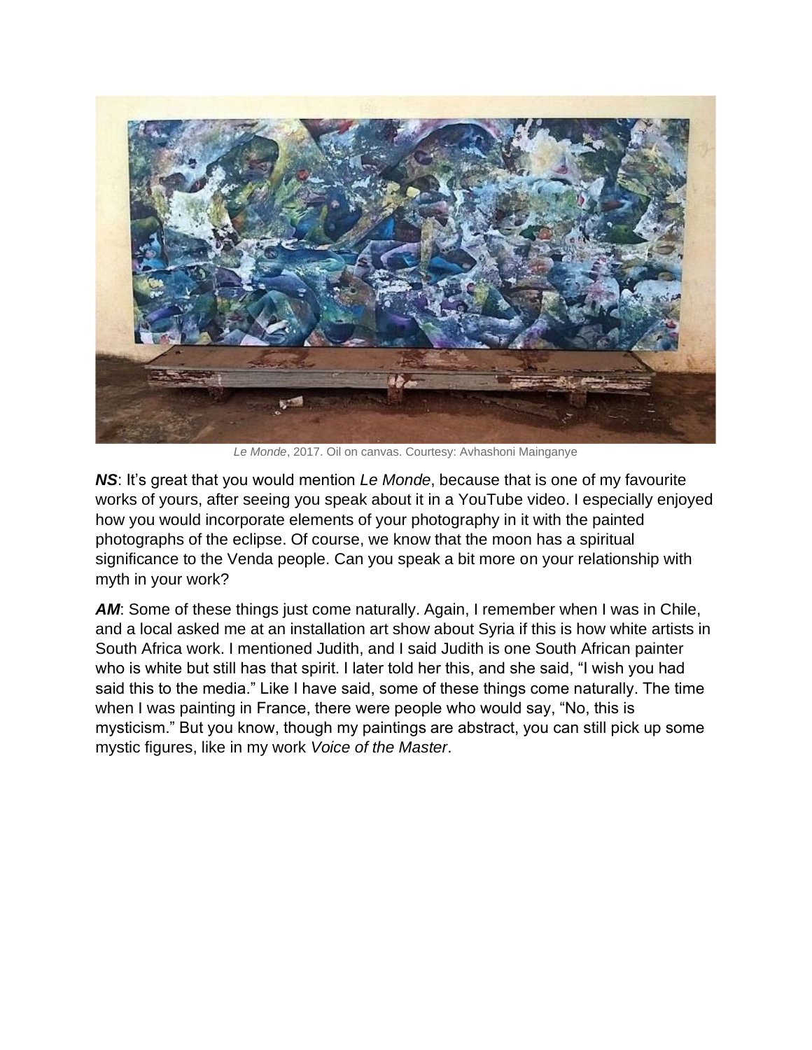*Le Monde*, 2017. Oil on canvas. Courtesy: Avhashoni Mainganye

***NS***: It's great that you would mention *Le Monde*, because that is one of my favourite works of yours, after seeing you speak about it in a YouTube video. I especially enjoyed how you would incorporate elements of your photography in it with the painted photographs of the eclipse. Of course, we know that the moon has a spiritual significance to the Venda people. Can you speak a bit more on your relationship with myth in your work?

***AM***: Some of these things just come naturally. Again, I remember when I was in Chile, and a local asked me at an installation art show about Syria if this is how white artists in South Africa work. I mentioned Judith, and I said Judith is one South African painter who is white but still has that spirit. I later told her this, and she said, "I wish you had said this to the media." Like I have said, some of these things come naturally. The time when I was painting in France, there were people who would say, "No, this is mysticism." But you know, though my paintings are abstract, you can still pick up some mystic figures, like in my work *Voice of the Master*.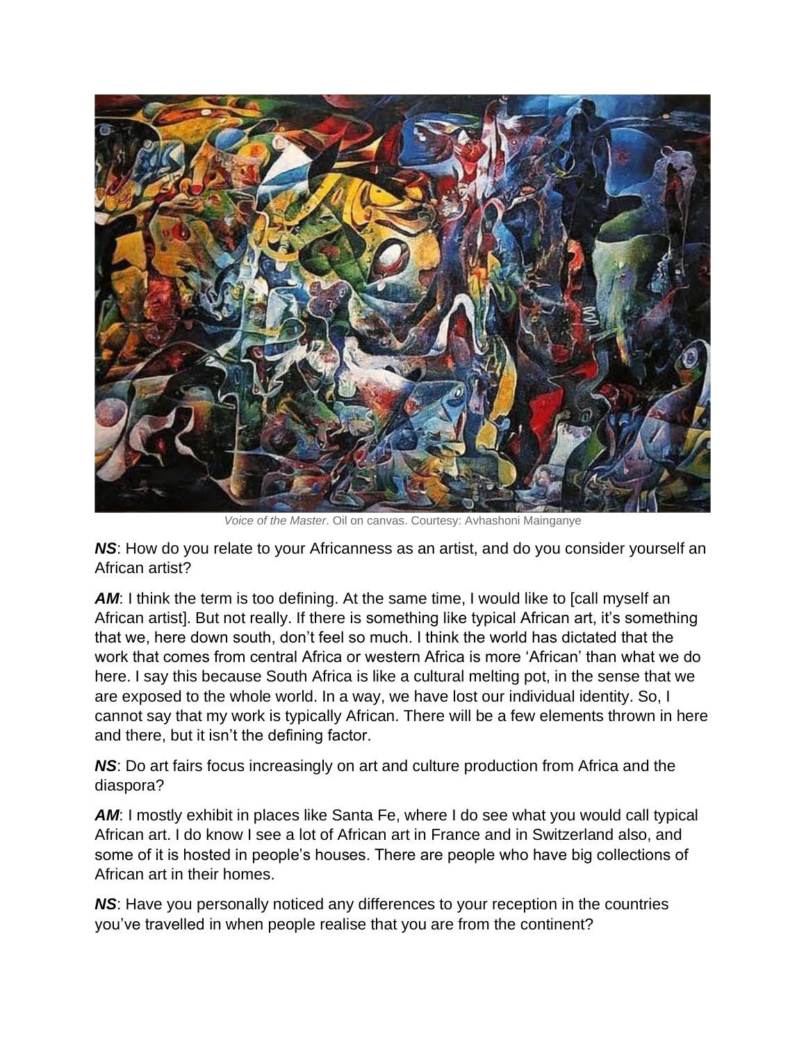*Voice of the Master*. Oil on canvas. Courtesy: Avhashoni Mainganye

***NS***: How do you relate to your Africanness as an artist, and do you consider yourself an African artist?

***AM***: I think the term is too defining. At the same time, I would like to [call myself an African artist]. But not really. If there is something like typical African art, it's something that we, here down south, don't feel so much. I think the world has dictated that the work that comes from central Africa or western Africa is more 'African' than what we do here. I say this because South Africa is like a cultural melting pot, in the sense that we are exposed to the whole world. In a way, we have lost our individual identity. So, I cannot say that my work is typically African. There will be a few elements thrown in here and there, but it isn't the defining factor.

***NS***: Do art fairs focus increasingly on art and culture production from Africa and the diaspora?

***AM***: I mostly exhibit in places like Santa Fe, where I do see what you would call typical African art. I do know I see a lot of African art in France and in Switzerland also, and some of it is hosted in people's houses. There are people who have big collections of African art in their homes.

***NS***: Have you personally noticed any differences to your reception in the countries you've travelled in when people realise that you are from the continent?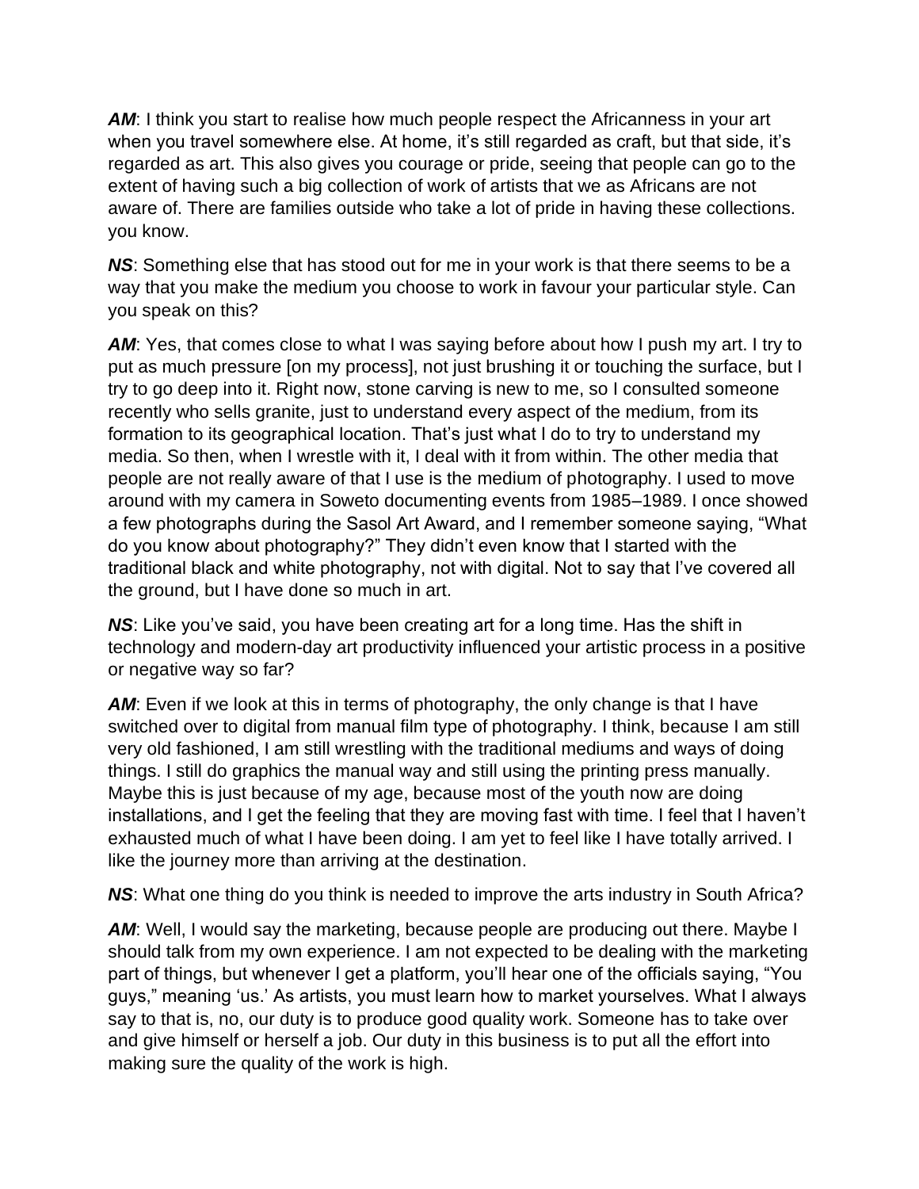***AM***: I think you start to realise how much people respect the Africanness in your art when you travel somewhere else. At home, it's still regarded as craft, but that side, it's regarded as art. This also gives you courage or pride, seeing that people can go to the extent of having such a big collection of work of artists that we as Africans are not aware of. There are families outside who take a lot of pride in having these collections. you know.

***NS***: Something else that has stood out for me in your work is that there seems to be a way that you make the medium you choose to work in favour your particular style. Can you speak on this?

***AM***: Yes, that comes close to what I was saying before about how I push my art. I try to put as much pressure [on my process], not just brushing it or touching the surface, but I try to go deep into it. Right now, stone carving is new to me, so I consulted someone recently who sells granite, just to understand every aspect of the medium, from its formation to its geographical location. That's just what I do to try to understand my media. So then, when I wrestle with it, I deal with it from within. The other media that people are not really aware of that I use is the medium of photography. I used to move around with my camera in Soweto documenting events from 1985–1989. I once showed a few photographs during the Sasol Art Award, and I remember someone saying, "What do you know about photography?" They didn't even know that I started with the traditional black and white photography, not with digital. Not to say that I've covered all the ground, but I have done so much in art.

***NS***: Like you've said, you have been creating art for a long time. Has the shift in technology and modern-day art productivity influenced your artistic process in a positive or negative way so far?

***AM***: Even if we look at this in terms of photography, the only change is that I have switched over to digital from manual film type of photography. I think, because I am still very old fashioned, I am still wrestling with the traditional mediums and ways of doing things. I still do graphics the manual way and still using the printing press manually. Maybe this is just because of my age, because most of the youth now are doing installations, and I get the feeling that they are moving fast with time. I feel that I haven't exhausted much of what I have been doing. I am yet to feel like I have totally arrived. I like the journey more than arriving at the destination.

***NS***: What one thing do you think is needed to improve the arts industry in South Africa?

***AM***: Well, I would say the marketing, because people are producing out there. Maybe I should talk from my own experience. I am not expected to be dealing with the marketing part of things, but whenever I get a platform, you'll hear one of the officials saying, "You guys," meaning 'us.' As artists, you must learn how to market yourselves. What I always say to that is, no, our duty is to produce good quality work. Someone has to take over and give himself or herself a job. Our duty in this business is to put all the effort into making sure the quality of the work is high.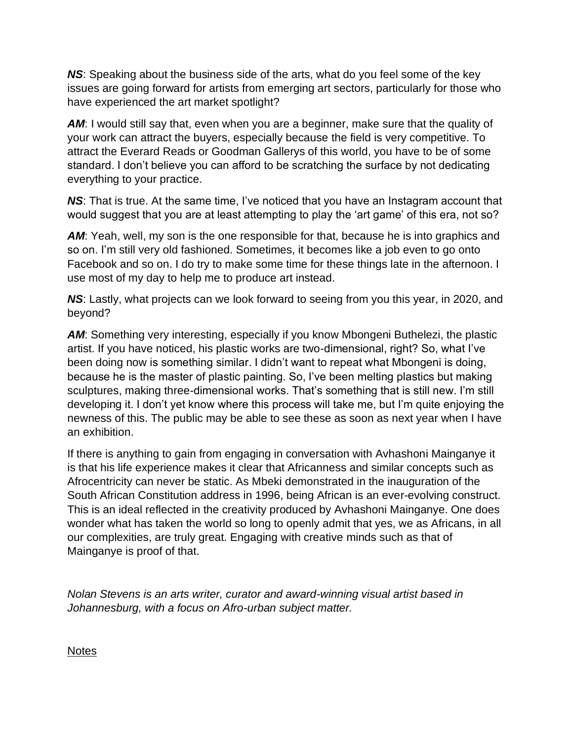***NS***: Speaking about the business side of the arts, what do you feel some of the key issues are going forward for artists from emerging art sectors, particularly for those who have experienced the art market spotlight?

***AM***: I would still say that, even when you are a beginner, make sure that the quality of your work can attract the buyers, especially because the field is very competitive. To attract the Everard Reads or Goodman Gallerys of this world, you have to be of some standard. I don't believe you can afford to be scratching the surface by not dedicating everything to your practice.

***NS***: That is true. At the same time, I've noticed that you have an Instagram account that would suggest that you are at least attempting to play the 'art game' of this era, not so?

***AM***: Yeah, well, my son is the one responsible for that, because he is into graphics and so on. I'm still very old fashioned. Sometimes, it becomes like a job even to go onto Facebook and so on. I do try to make some time for these things late in the afternoon. I use most of my day to help me to produce art instead.

***NS***: Lastly, what projects can we look forward to seeing from you this year, in 2020, and beyond?

***AM***: Something very interesting, especially if you know Mbongeni Buthelezi, the plastic artist. If you have noticed, his plastic works are two-dimensional, right? So, what I've been doing now is something similar. I didn't want to repeat what Mbongeni is doing, because he is the master of plastic painting. So, I've been melting plastics but making sculptures, making three-dimensional works. That's something that is still new. I'm still developing it. I don't yet know where this process will take me, but I'm quite enjoying the newness of this. The public may be able to see these as soon as next year when I have an exhibition.

If there is anything to gain from engaging in conversation with Avhashoni Mainganye it is that his life experience makes it clear that Africanness and similar concepts such as Afrocentricity can never be static. As Mbeki demonstrated in the inauguration of the South African Constitution address in 1996, being African is an ever-evolving construct. This is an ideal reflected in the creativity produced by Avhashoni Mainganye. One does wonder what has taken the world so long to openly admit that yes, we as Africans, in all our complexities, are truly great. Engaging with creative minds such as that of Mainganye is proof of that.

*Nolan Stevens is an arts writer, curator and award-winning visual artist based in Johannesburg, with a focus on Afro-urban subject matter.*

Notes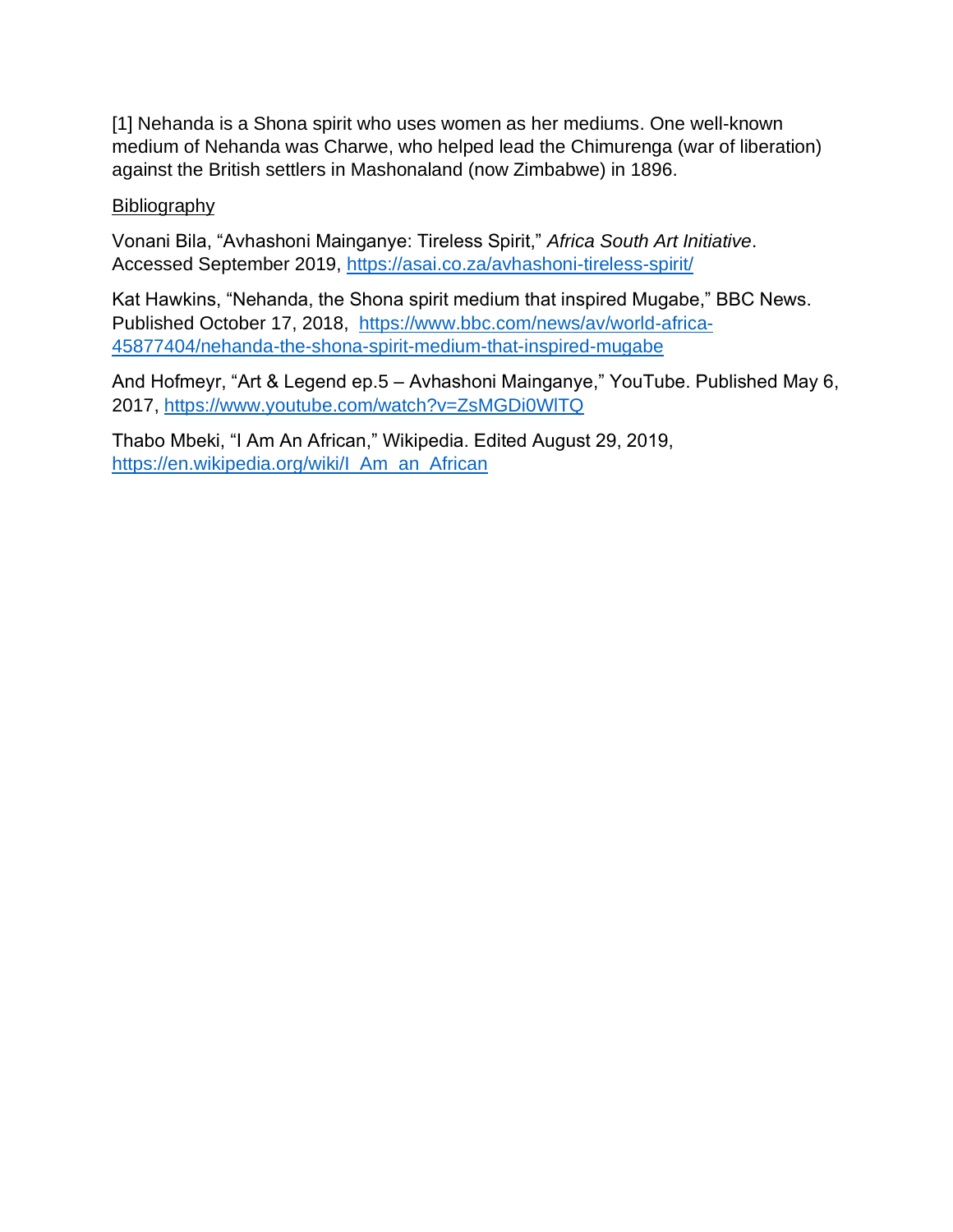[1] Nehanda is a Shona spirit who uses women as her mediums. One well-known medium of Nehanda was Charwe, who helped lead the Chimurenga (war of liberation) against the British settlers in Mashonaland (now Zimbabwe) in 1896.

Bibliography

Vonani Bila, "Avhashoni Mainganye: Tireless Spirit," *Africa South Art Initiative*. Accessed September 2019, https://asai.co.za/avhashoni-tireless-spirit/

Kat Hawkins, "Nehanda, the Shona spirit medium that inspired Mugabe," BBC News. Published October 17, 2018, https://www.bbc.com/news/av/world-africa-45877404/nehanda-the-shona-spirit-medium-that-inspired-mugabe

And Hofmeyr, "Art & Legend ep.5 – Avhashoni Mainganye," YouTube. Published May 6, 2017, https://www.youtube.com/watch?v=ZsMGDi0WlTQ

Thabo Mbeki, "I Am An African," Wikipedia. Edited August 29, 2019, https://en.wikipedia.org/wiki/I_Am_an_African